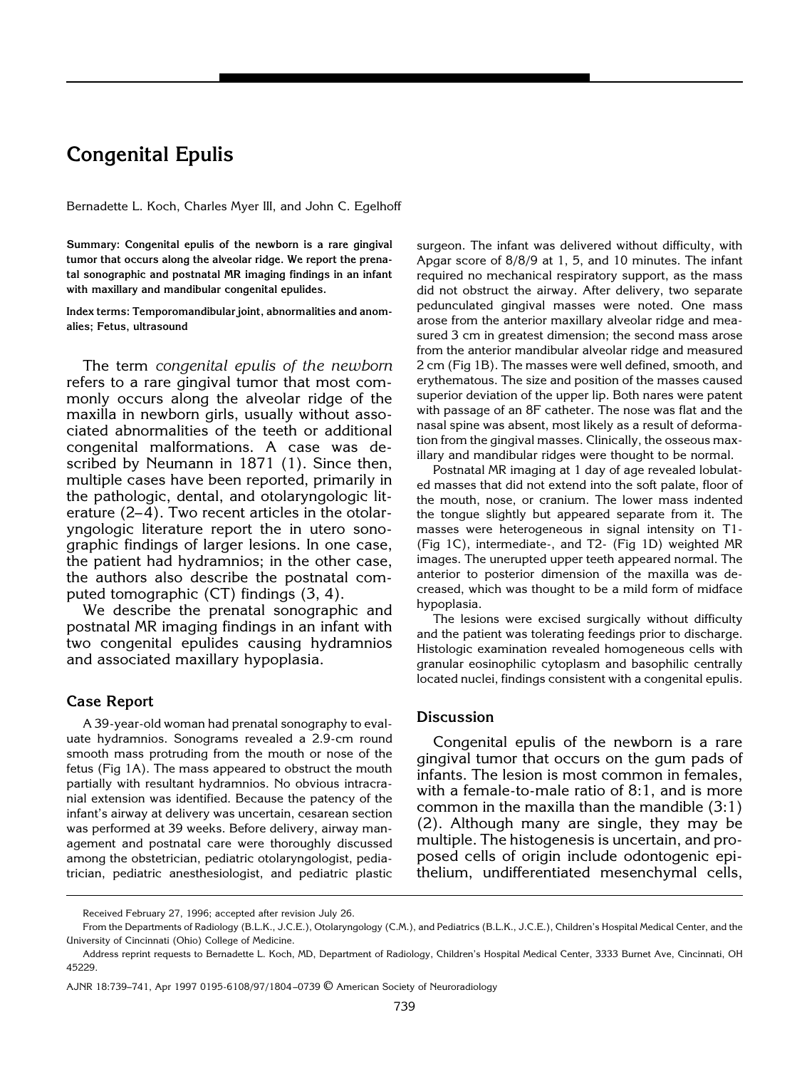# Congenital Epulis

Bernadette L. Koch, Charles Myer III, and John C. Egelhoff

**Summary: Congenital epulis of the newborn is a rare gingival tumor that occurs along the alveolar ridge. We report the prenatal sonographic and postnatal MR imaging findings in an infant with maxillary and mandibular congenital epulides.**

**Index terms: Temporomandibular joint, abnormalities and anomalies; Fetus, ultrasound**

The term *congenital epulis of the newborn* refers to a rare gingival tumor that most commonly occurs along the alveolar ridge of the maxilla in newborn girls, usually without associated abnormalities of the teeth or additional congenital malformations. A case was described by Neumann in 1871 (1). Since then, multiple cases have been reported, primarily in the pathologic, dental, and otolaryngologic literature (2–4). Two recent articles in the otolaryngologic literature report the in utero sonographic findings of larger lesions. In one case, the patient had hydramnios; in the other case, the authors also describe the postnatal computed tomographic (CT) findings (3, 4).

We describe the prenatal sonographic and postnatal MR imaging findings in an infant with two congenital epulides causing hydramnios and associated maxillary hypoplasia.

## Case Report

A 39-year-old woman had prenatal sonography to evaluate hydramnios. Sonograms revealed a 2.9-cm round smooth mass protruding from the mouth or nose of the fetus (Fig 1A). The mass appeared to obstruct the mouth partially with resultant hydramnios. No obvious intracranial extension was identified. Because the patency of the infant's airway at delivery was uncertain, cesarean section was performed at 39 weeks. Before delivery, airway management and postnatal care were thoroughly discussed among the obstetrician, pediatric otolaryngologist, pediatrician, pediatric anesthesiologist, and pediatric plastic surgeon. The infant was delivered without difficulty, with Apgar score of 8/8/9 at 1, 5, and 10 minutes. The infant required no mechanical respiratory support, as the mass did not obstruct the airway. After delivery, two separate pedunculated gingival masses were noted. One mass arose from the anterior maxillary alveolar ridge and measured 3 cm in greatest dimension; the second mass arose from the anterior mandibular alveolar ridge and measured 2 cm (Fig 1B). The masses were well defined, smooth, and erythematous. The size and position of the masses caused superior deviation of the upper lip. Both nares were patent with passage of an 8F catheter. The nose was flat and the nasal spine was absent, most likely as a result of deformation from the gingival masses. Clinically, the osseous maxillary and mandibular ridges were thought to be normal.

Postnatal MR imaging at 1 day of age revealed lobulated masses that did not extend into the soft palate, floor of the mouth, nose, or cranium. The lower mass indented the tongue slightly but appeared separate from it. The masses were heterogeneous in signal intensity on T1- (Fig 1C), intermediate-, and T2- (Fig 1D) weighted MR images. The unerupted upper teeth appeared normal. The anterior to posterior dimension of the maxilla was decreased, which was thought to be a mild form of midface hypoplasia.

The lesions were excised surgically without difficulty and the patient was tolerating feedings prior to discharge. Histologic examination revealed homogeneous cells with granular eosinophilic cytoplasm and basophilic centrally located nuclei, findings consistent with a congenital epulis.

## Discussion

Congenital epulis of the newborn is a rare gingival tumor that occurs on the gum pads of infants. The lesion is most common in females, with a female-to-male ratio of 8:1, and is more common in the maxilla than the mandible (3:1) (2). Although many are single, they may be multiple. The histogenesis is uncertain, and proposed cells of origin include odontogenic epithelium, undifferentiated mesenchymal cells,

Received February 27, 1996; accepted after revision July 26.

From the Departments of Radiology (B.L.K., J.C.E.), Otolaryngology (C.M.), and Pediatrics (B.L.K., J.C.E.), Children's Hospital Medical Center, and the University of Cincinnati (Ohio) College of Medicine.

Address reprint requests to Bernadette L. Koch, MD, Department of Radiology, Children's Hospital Medical Center, 3333 Burnet Ave, Cincinnati, OH 45229.

AJNR 18:739–741, Apr 1997 0195-6108/97/1804–0739 © American Society of Neuroradiology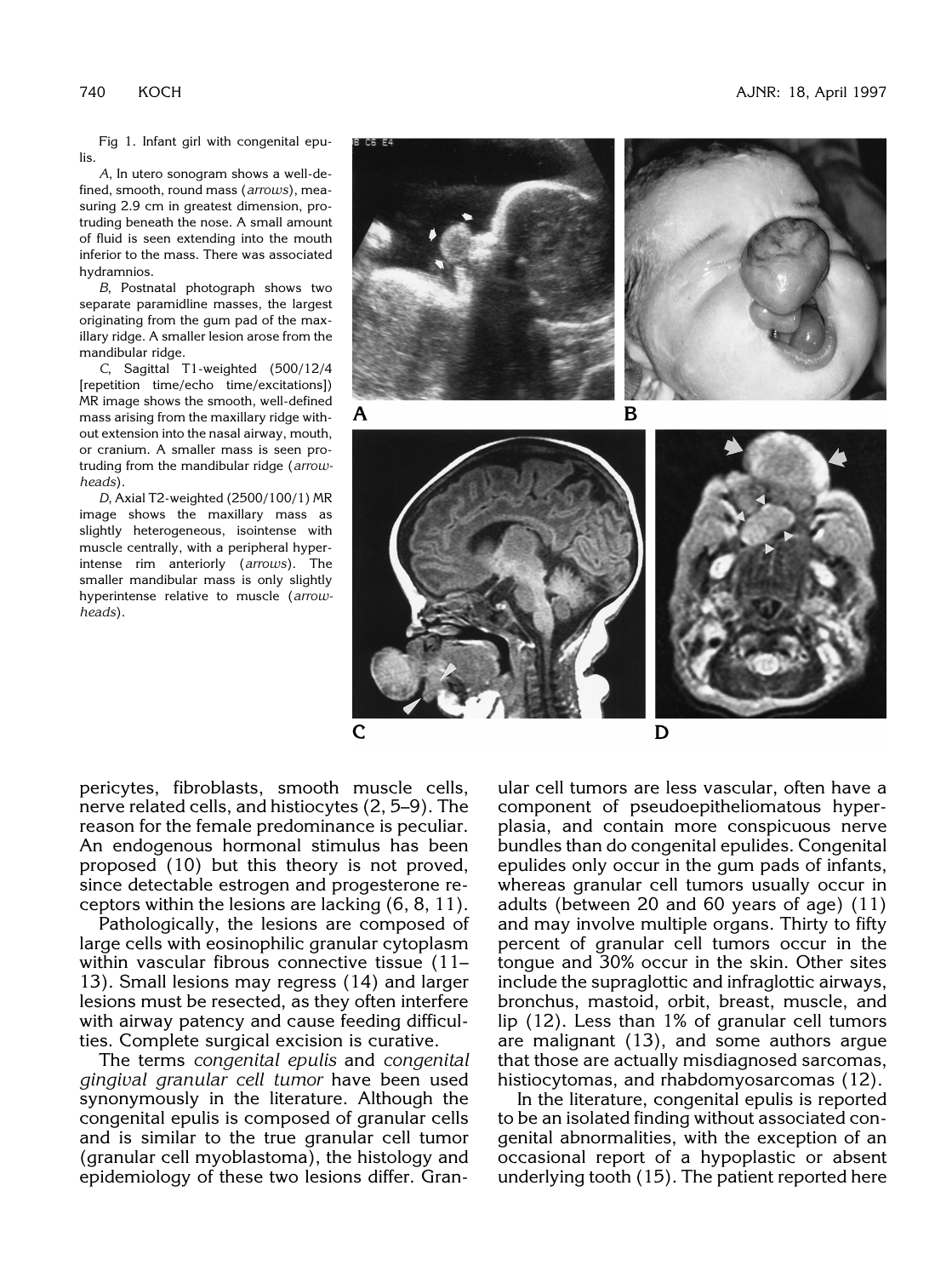Fig 1. Infant girl with congenital epulis.

*A*, In utero sonogram shows a well-defined, smooth, round mass (*arrows*), measuring 2.9 cm in greatest dimension, protruding beneath the nose. A small amount of fluid is seen extending into the mouth inferior to the mass. There was associated hydramnios.

*B*, Postnatal photograph shows two separate paramidline masses, the largest originating from the gum pad of the maxillary ridge. A smaller lesion arose from the mandibular ridge.

*C*, Sagittal T1-weighted (500/12/4 [repetition time/echo time/excitations]) MR image shows the smooth, well-defined mass arising from the maxillary ridge without extension into the nasal airway, mouth, or cranium. A smaller mass is seen protruding from the mandibular ridge (*arrowheads*).

*D*, Axial T2-weighted (2500/100/1) MR image shows the maxillary mass as slightly heterogeneous, isointense with muscle centrally, with a peripheral hyperintense rim anteriorly (*arrows*). The smaller mandibular mass is only slightly hyperintense relative to muscle (*arrowheads*).

pericytes, fibroblasts, smooth muscle cells, nerve related cells, and histiocytes (2, 5–9). The reason for the female predominance is peculiar. An endogenous hormonal stimulus has been proposed (10) but this theory is not proved, since detectable estrogen and progesterone receptors within the lesions are lacking (6, 8, 11).

Pathologically, the lesions are composed of large cells with eosinophilic granular cytoplasm within vascular fibrous connective tissue (11–13). Small lesions may regress (14) and larger lesions must be resected, as they often interfere with airway patency and cause feeding difficulties. Complete surgical excision is curative.

The terms *congenital epulis* and *congenital gingival granular cell tumor* have been used synonymously in the literature. Although the congenital epulis is composed of granular cells and is similar to the true granular cell tumor (granular cell myoblastoma), the histology and epidemiology of these two lesions differ. Granular cell tumors are less vascular, often have a component of pseudoepitheliomatous hyperplasia, and contain more conspicuous nerve bundles than do congenital epulides. Congenital epulides only occur in the gum pads of infants, whereas granular cell tumors usually occur in adults (between 20 and 60 years of age) (11) and may involve multiple organs. Thirty to fifty percent of granular cell tumors occur in the tongue and 30% occur in the skin. Other sites include the supraglottic and infraglottic airways, bronchus, mastoid, orbit, breast, muscle, and lip (12). Less than 1% of granular cell tumors are malignant (13), and some authors argue that those are actually misdiagnosed sarcomas, histiocytomas, and rhabdomyosarcomas (12).

In the literature, congenital epulis is reported to be an isolated finding without associated congenital abnormalities, with the exception of an occasional report of a hypoplastic or absent underlying tooth (15). The patient reported here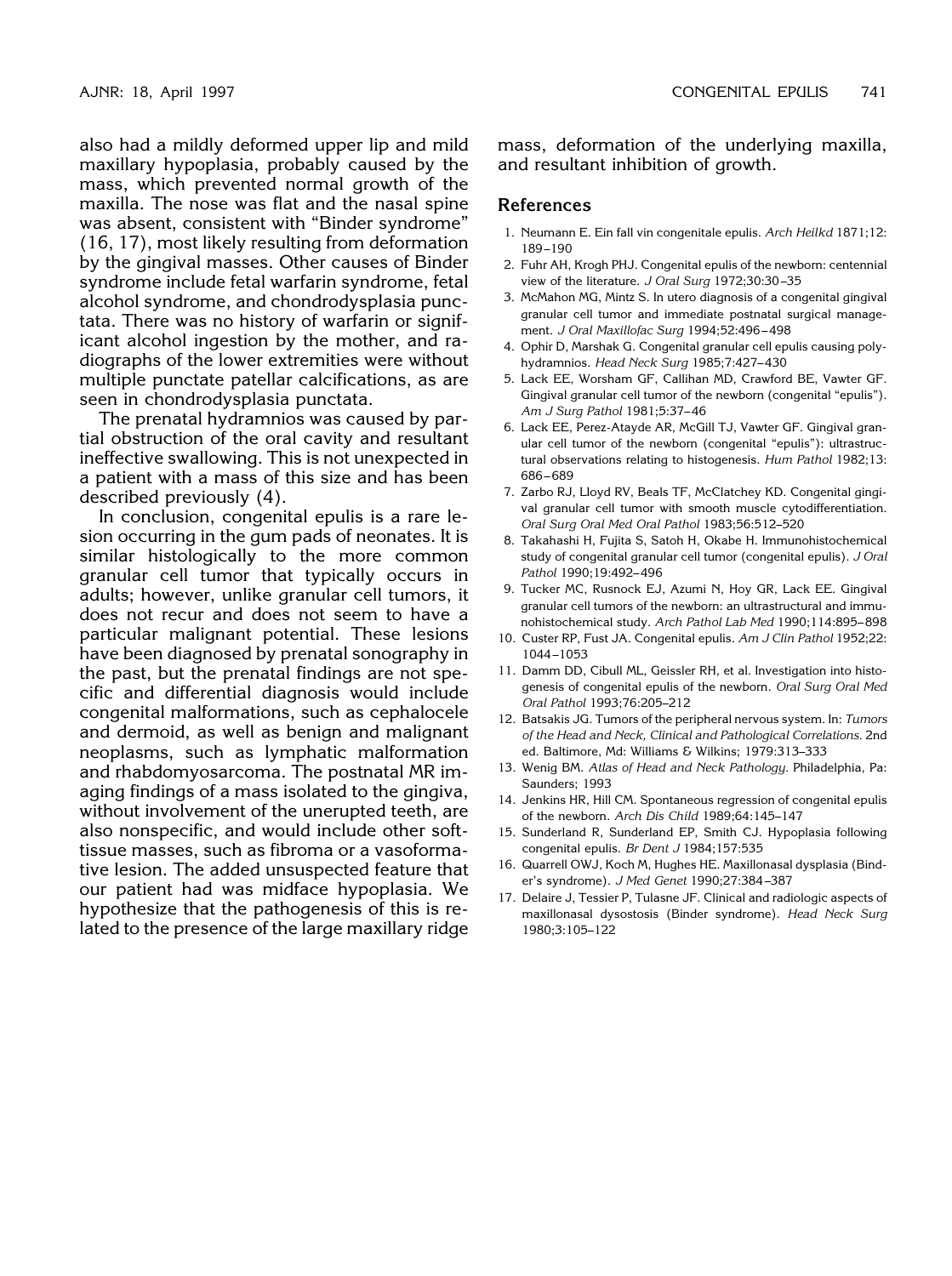also had a mildly deformed upper lip and mild maxillary hypoplasia, probably caused by the mass, which prevented normal growth of the maxilla. The nose was flat and the nasal spine was absent, consistent with "Binder syndrome" (16, 17), most likely resulting from deformation by the gingival masses. Other causes of Binder syndrome include fetal warfarin syndrome, fetal alcohol syndrome, and chondrodysplasia punctata. There was no history of warfarin or significant alcohol ingestion by the mother, and radiographs of the lower extremities were without multiple punctate patellar calcifications, as are seen in chondrodysplasia punctata.

The prenatal hydramnios was caused by partial obstruction of the oral cavity and resultant ineffective swallowing. This is not unexpected in a patient with a mass of this size and has been described previously (4).

In conclusion, congenital epulis is a rare lesion occurring in the gum pads of neonates. It is similar histologically to the more common granular cell tumor that typically occurs in adults; however, unlike granular cell tumors, it does not recur and does not seem to have a particular malignant potential. These lesions have been diagnosed by prenatal sonography in the past, but the prenatal findings are not specific and differential diagnosis would include congenital malformations, such as cephalocele and dermoid, as well as benign and malignant neoplasms, such as lymphatic malformation and rhabdomyosarcoma. The postnatal MR imaging findings of a mass isolated to the gingiva, without involvement of the unerupted teeth, are also nonspecific, and would include other soft-tissue masses, such as fibroma or a vasoformative lesion. The added unsuspected feature that our patient had was midface hypoplasia. We hypothesize that the pathogenesis of this is related to the presence of the large maxillary ridge mass, deformation of the underlying maxilla, and resultant inhibition of growth.

## References

1. Neumann E. Ein fall vin congenitale epulis. *Arch Heilkd* 1871;12:189–190
2. Fuhr AH, Krogh PHJ. Congenital epulis of the newborn: centennial view of the literature. *J Oral Surg* 1972;30:30–35
3. McMahon MG, Mintz S. In utero diagnosis of a congenital gingival granular cell tumor and immediate postnatal surgical management. *J Oral Maxillofac Surg* 1994;52:496–498
4. Ophir D, Marshak G. Congenital granular cell epulis causing polyhydramnios. *Head Neck Surg* 1985;7:427–430
5. Lack EE, Worsham GF, Callihan MD, Crawford BE, Vawter GF. Gingival granular cell tumor of the newborn (congenital "epulis"). *Am J Surg Pathol* 1981;5:37–46
6. Lack EE, Perez-Atayde AR, McGill TJ, Vawter GF. Gingival granular cell tumor of the newborn (congenital "epulis"): ultrastructural observations relating to histogenesis. *Hum Pathol* 1982;13:686–689
7. Zarbo RJ, Lloyd RV, Beals TF, McClatchey KD. Congenital gingival granular cell tumor with smooth muscle cytodifferentiation. *Oral Surg Oral Med Oral Pathol* 1983;56:512–520
8. Takahashi H, Fujita S, Satoh H, Okabe H. Immunohistochemical study of congenital granular cell tumor (congenital epulis). *J Oral Pathol* 1990;19:492–496
9. Tucker MC, Rusnock EJ, Azumi N, Hoy GR, Lack EE. Gingival granular cell tumors of the newborn: an ultrastructural and immunohistochemical study. *Arch Pathol Lab Med* 1990;114:895–898
10. Custer RP, Fust JA. Congenital epulis. *Am J Clin Pathol* 1952;22:1044–1053
11. Damm DD, Cibull ML, Geissler RH, et al. Investigation into histogenesis of congenital epulis of the newborn. *Oral Surg Oral Med Oral Pathol* 1993;76:205–212
12. Batsakis JG. Tumors of the peripheral nervous system. In: *Tumors of the Head and Neck, Clinical and Pathological Correlations.* 2nd ed. Baltimore, Md: Williams & Wilkins; 1979:313–333
13. Wenig BM. *Atlas of Head and Neck Pathology.* Philadelphia, Pa: Saunders; 1993
14. Jenkins HR, Hill CM. Spontaneous regression of congenital epulis of the newborn. *Arch Dis Child* 1989;64:145–147
15. Sunderland R, Sunderland EP, Smith CJ. Hypoplasia following congenital epulis. *Br Dent J* 1984;157:535
16. Quarrell OWJ, Koch M, Hughes HE. Maxillonasal dysplasia (Binder's syndrome). *J Med Genet* 1990;27:384–387
17. Delaire J, Tessier P, Tulasne JF. Clinical and radiologic aspects of maxillonasal dysostosis (Binder syndrome). *Head Neck Surg* 1980;3:105–122